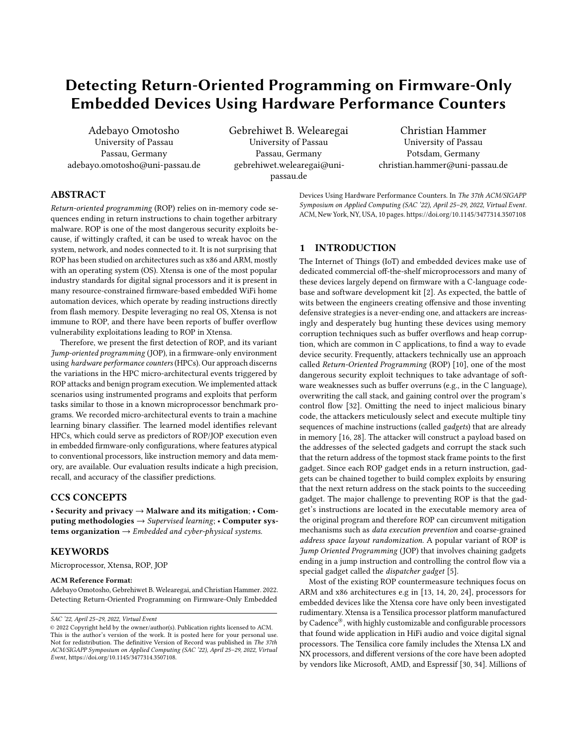# Detecting Return-Oriented Programming on Firmware-Only Embedded Devices Using Hardware Performance Counters

Adebayo Omotosho
University of Passau
Passau, Germany
adebayo.omotosho@uni-passau.de

Gebrehiwet B. Welearegai
University of Passau
Passau, Germany
gebrehiwet.welearegai@uni-passau.de

Christian Hammer
University of Passau
Potsdam, Germany
christian.hammer@uni-passau.de

## ABSTRACT

*Return-oriented programming* (ROP) relies on in-memory code sequences ending in return instructions to chain together arbitrary malware. ROP is one of the most dangerous security exploits because, if wittingly crafted, it can be used to wreak havoc on the system, network, and nodes connected to it. It is not surprising that ROP has been studied on architectures such as x86 and ARM, mostly with an operating system (OS). Xtensa is one of the most popular industry standards for digital signal processors and it is present in many resource-constrained firmware-based embedded WiFi home automation devices, which operate by reading instructions directly from flash memory. Despite leveraging no real OS, Xtensa is not immune to ROP, and there have been reports of buffer overflow vulnerability exploitations leading to ROP in Xtensa.

Therefore, we present the first detection of ROP, and its variant *Jump-oriented programming* (JOP), in a firmware-only environment using *hardware performance counters* (HPCs). Our approach discerns the variations in the HPC micro-architectural events triggered by ROP attacks and benign program execution. We implemented attack scenarios using instrumented programs and exploits that perform tasks similar to those in a known microprocessor benchmark programs. We recorded micro-architectural events to train a machine learning binary classifier. The learned model identifies relevant HPCs, which could serve as predictors of ROP/JOP execution even in embedded firmware-only configurations, where features atypical to conventional processors, like instruction memory and data memory, are available. Our evaluation results indicate a high precision, recall, and accuracy of the classifier predictions.

## CCS CONCEPTS

• **Security and privacy** → **Malware and its mitigation**; • **Computing methodologies** → *Supervised learning*; • **Computer systems organization** → *Embedded and cyber-physical systems.*

## KEYWORDS

Microprocessor, Xtensa, ROP, JOP

**ACM Reference Format:**
Adebayo Omotosho, Gebrehiwet B. Welearegai, and Christian Hammer. 2022. Detecting Return-Oriented Programming on Firmware-Only Embedded Devices Using Hardware Performance Counters. In *The 37th ACM/SIGAPP Symposium on Applied Computing (SAC '22), April 25–29, 2022, Virtual Event*. ACM, New York, NY, USA, 10 pages. https://doi.org/10.1145/3477314.3507108

SAC '22, April 25–29, 2022, Virtual Event
© 2022 Copyright held by the owner/author(s). Publication rights licensed to ACM. This is the author's version of the work. It is posted here for your personal use. Not for redistribution. The definitive Version of Record was published in *The 37th ACM/SIGAPP Symposium on Applied Computing (SAC '22), April 25–29, 2022, Virtual Event*, https://doi.org/10.1145/3477314.3507108.

## 1 INTRODUCTION

The Internet of Things (IoT) and embedded devices make use of dedicated commercial off-the-shelf microprocessors and many of these devices largely depend on firmware with a C-language codebase and software development kit [2]. As expected, the battle of wits between the engineers creating offensive and those inventing defensive strategies is a never-ending one, and attackers are increasingly and desperately bug hunting these devices using memory corruption techniques such as buffer overflows and heap corruption, which are common in C applications, to find a way to evade device security. Frequently, attackers technically use an approach called *Return-Oriented Programming* (ROP) [10], one of the most dangerous security exploit techniques to take advantage of software weaknesses such as buffer overruns (e.g., in the C language), overwriting the call stack, and gaining control over the program's control flow [32]. Omitting the need to inject malicious binary code, the attackers meticulously select and execute multiple tiny sequences of machine instructions (called *gadgets*) that are already in memory [16, 28]. The attacker will construct a payload based on the addresses of the selected gadgets and corrupt the stack such that the return address of the topmost stack frame points to the first gadget. Since each ROP gadget ends in a return instruction, gadgets can be chained together to build complex exploits by ensuring that the next return address on the stack points to the succeeding gadget. The major challenge to preventing ROP is that the gadget's instructions are located in the executable memory area of the original program and therefore ROP can circumvent mitigation mechanisms such as *data execution prevention* and coarse-grained *address space layout randomization*. A popular variant of ROP is *Jump Oriented Programming* (JOP) that involves chaining gadgets ending in a jump instruction and controlling the control flow via a special gadget called the *dispatcher gadget* [5].

Most of the existing ROP countermeasure techniques focus on ARM and x86 architectures e.g in [13, 14, 20, 24], processors for embedded devices like the Xtensa core have only been investigated rudimentary. Xtensa is a Tensilica processor platform manufactured by Cadence®, with highly customizable and configurable processors that found wide application in HiFi audio and voice digital signal processors. The Tensilica core family includes the Xtensa LX and NX processors, and different versions of the core have been adopted by vendors like Microsoft, AMD, and Espressif [30, 34]. Millions of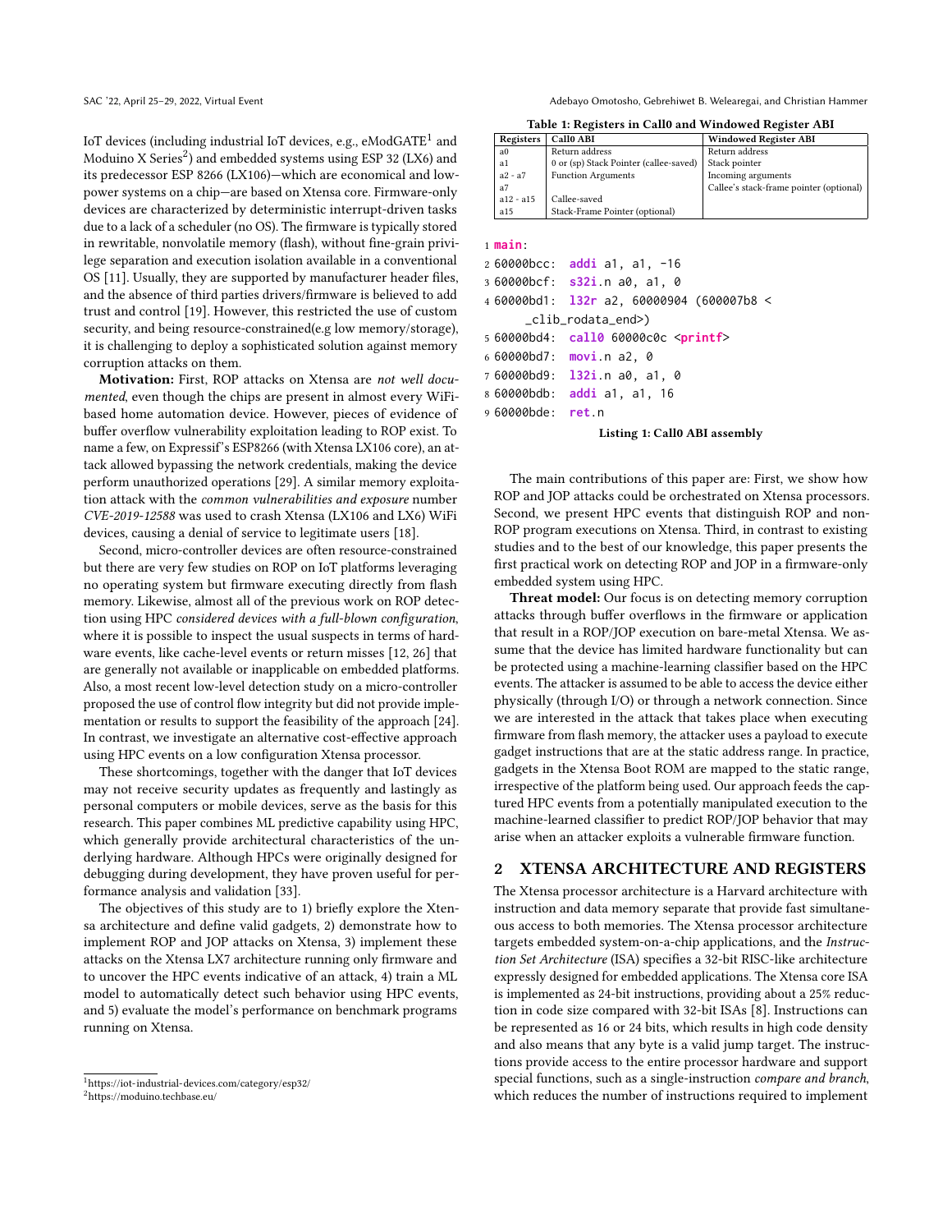IoT devices (including industrial IoT devices, e.g., eModGATE[1] and Moduino X Series[2]) and embedded systems using ESP 32 (LX6) and its predecessor ESP 8266 (LX106)—which are economical and low-power systems on a chip—are based on Xtensa core. Firmware-only devices are characterized by deterministic interrupt-driven tasks due to a lack of a scheduler (no OS). The firmware is typically stored in rewritable, nonvolatile memory (flash), without fine-grain privilege separation and execution isolation available in a conventional OS [11]. Usually, they are supported by manufacturer header files, and the absence of third parties drivers/firmware is believed to add trust and control [19]. However, this restricted the use of custom security, and being resource-constrained(e.g low memory/storage), it is challenging to deploy a sophisticated solution against memory corruption attacks on them.

**Motivation:** First, ROP attacks on Xtensa are *not well documented*, even though the chips are present in almost every WiFi-based home automation device. However, pieces of evidence of buffer overflow vulnerability exploitation leading to ROP exist. To name a few, on Expressif's ESP8266 (with Xtensa LX106 core), an attack allowed bypassing the network credentials, making the device perform unauthorized operations [29]. A similar memory exploitation attack with the *common vulnerabilities and exposure* number *CVE-2019-12588* was used to crash Xtensa (LX106 and LX6) WiFi devices, causing a denial of service to legitimate users [18].

Second, micro-controller devices are often resource-constrained but there are very few studies on ROP on IoT platforms leveraging no operating system but firmware executing directly from flash memory. Likewise, almost all of the previous work on ROP detection using HPC *considered devices with a full-blown configuration*, where it is possible to inspect the usual suspects in terms of hardware events, like cache-level events or return misses [12, 26] that are generally not available or inapplicable on embedded platforms. Also, a most recent low-level detection study on a micro-controller proposed the use of control flow integrity but did not provide implementation or results to support the feasibility of the approach [24]. In contrast, we investigate an alternative cost-effective approach using HPC events on a low configuration Xtensa processor.

These shortcomings, together with the danger that IoT devices may not receive security updates as frequently and lastingly as personal computers or mobile devices, serve as the basis for this research. This paper combines ML predictive capability using HPC, which generally provide architectural characteristics of the underlying hardware. Although HPCs were originally designed for debugging during development, they have proven useful for performance analysis and validation [33].

The objectives of this study are to 1) briefly explore the Xtensa architecture and define valid gadgets, 2) demonstrate how to implement ROP and JOP attacks on Xtensa, 3) implement these attacks on the Xtensa LX7 architecture running only firmware and to uncover the HPC events indicative of an attack, 4) train a ML model to automatically detect such behavior using HPC events, and 5) evaluate the model's performance on benchmark programs running on Xtensa.

[1] https://iot-industrial-devices.com/category/esp32/

[2] https://moduino.techbase.eu/

**Table 1: Registers in Call0 and Windowed Register ABI**

| Registers | Call0 ABI | Windowed Register ABI |
|---|---|---|
| a0 | Return address | Return address |
| a1 | 0 or (sp) Stack Pointer (callee-saved) | Stack pointer |
| a2 - a7 | Function Arguments | Incoming arguments |
| a7 | | Callee's stack-frame pointer (optional) |
| a12 - a15 | Callee-saved | |
| a15 | Stack-Frame Pointer (optional) | |

```
1 main:
2 60000bcc:  addi a1, a1, -16
3 60000bcf:  s32i.n a0, a1, 0
4 60000bd1:  l32r a2, 60000904 (600007b8 <
      _clib_rodata_end>)
5 60000bd4:  call0 60000c0c <printf>
6 60000bd7:  movi.n a2, 0
7 60000bd9:  l32i.n a0, a1, 0
8 60000bdb:  addi a1, a1, 16
9 60000bde:  ret.n
```

**Listing 1: Call0 ABI assembly**

The main contributions of this paper are: First, we show how ROP and JOP attacks could be orchestrated on Xtensa processors. Second, we present HPC events that distinguish ROP and non-ROP program executions on Xtensa. Third, in contrast to existing studies and to the best of our knowledge, this paper presents the first practical work on detecting ROP and JOP in a firmware-only embedded system using HPC.

**Threat model:** Our focus is on detecting memory corruption attacks through buffer overflows in the firmware or application that result in a ROP/JOP execution on bare-metal Xtensa. We assume that the device has limited hardware functionality but can be protected using a machine-learning classifier based on the HPC events. The attacker is assumed to be able to access the device either physically (through I/O) or through a network connection. Since we are interested in the attack that takes place when executing firmware from flash memory, the attacker uses a payload to execute gadget instructions that are at the static address range. In practice, gadgets in the Xtensa Boot ROM are mapped to the static range, irrespective of the platform being used. Our approach feeds the captured HPC events from a potentially manipulated execution to the machine-learned classifier to predict ROP/JOP behavior that may arise when an attacker exploits a vulnerable firmware function.

## 2 XTENSA ARCHITECTURE AND REGISTERS

The Xtensa processor architecture is a Harvard architecture with instruction and data memory separate that provide fast simultaneous access to both memories. The Xtensa processor architecture targets embedded system-on-a-chip applications, and the *Instruction Set Architecture* (ISA) specifies a 32-bit RISC-like architecture expressly designed for embedded applications. The Xtensa core ISA is implemented as 24-bit instructions, providing about a 25% reduction in code size compared with 32-bit ISAs [8]. Instructions can be represented as 16 or 24 bits, which results in high code density and also means that any byte is a valid jump target. The instructions provide access to the entire processor hardware and support special functions, such as a single-instruction *compare and branch*, which reduces the number of instructions required to implement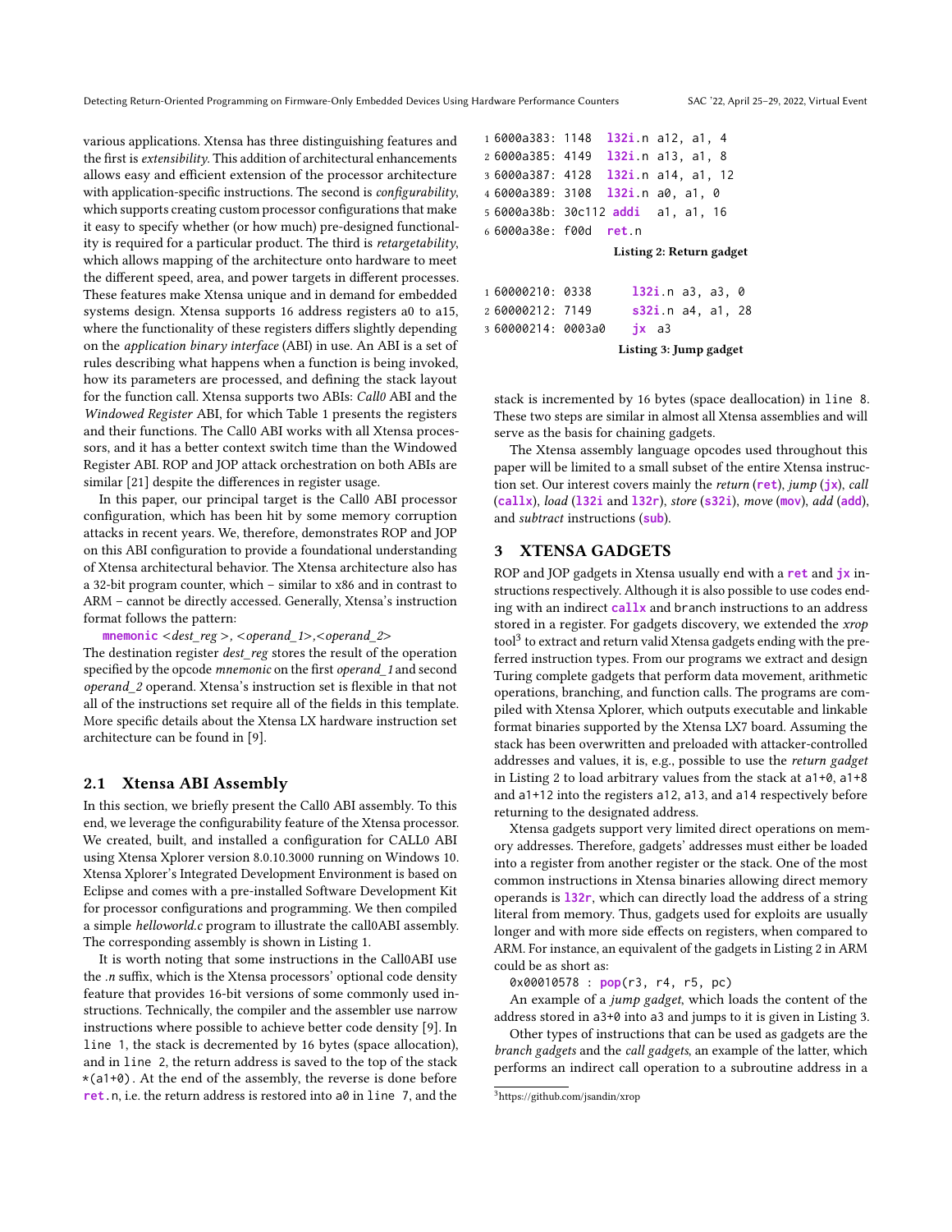various applications. Xtensa has three distinguishing features and the first is *extensibility*. This addition of architectural enhancements allows easy and efficient extension of the processor architecture with application-specific instructions. The second is *configurability*, which supports creating custom processor configurations that make it easy to specify whether (or how much) pre-designed functionality is required for a particular product. The third is *retargetability*, which allows mapping of the architecture onto hardware to meet the different speed, area, and power targets in different processes. These features make Xtensa unique and in demand for embedded systems design. Xtensa supports 16 address registers a0 to a15, where the functionality of these registers differs slightly depending on the *application binary interface* (ABI) in use. An ABI is a set of rules describing what happens when a function is being invoked, how its parameters are processed, and defining the stack layout for the function call. Xtensa supports two ABIs: *Call0* ABI and the *Windowed Register* ABI, for which Table 1 presents the registers and their functions. The Call0 ABI works with all Xtensa processors, and it has a better context switch time than the Windowed Register ABI. ROP and JOP attack orchestration on both ABIs are similar [21] despite the differences in register usage.

In this paper, our principal target is the Call0 ABI processor configuration, which has been hit by some memory corruption attacks in recent years. We, therefore, demonstrates ROP and JOP on this ABI configuration to provide a foundational understanding of Xtensa architectural behavior. The Xtensa architecture also has a 32-bit program counter, which – similar to x86 and in contrast to ARM – cannot be directly accessed. Generally, Xtensa's instruction format follows the pattern:

**mnemonic** *<dest_reg>, <operand_1>,<operand_2>*

The destination register *dest_reg* stores the result of the operation specified by the opcode *mnemonic* on the first *operand_1* and second *operand_2* operand. Xtensa's instruction set is flexible in that not all of the instructions set require all of the fields in this template. More specific details about the Xtensa LX hardware instruction set architecture can be found in [9].

## 2.1 Xtensa ABI Assembly

In this section, we briefly present the Call0 ABI assembly. To this end, we leverage the configurability feature of the Xtensa processor. We created, built, and installed a configuration for CALL0 ABI using Xtensa Xplorer version 8.0.10.3000 running on Windows 10. Xtensa Xplorer's Integrated Development Environment is based on Eclipse and comes with a pre-installed Software Development Kit for processor configurations and programming. We then compiled a simple *helloworld.c* program to illustrate the call0ABI assembly. The corresponding assembly is shown in Listing 1.

It is worth noting that some instructions in the Call0ABI use the *.n* suffix, which is the Xtensa processors' optional code density feature that provides 16-bit versions of some commonly used instructions. Technically, the compiler and the assembler use narrow instructions where possible to achieve better code density [9]. In `line 1`, the stack is decremented by 16 bytes (space allocation), and in `line 2`, the return address is saved to the top of the stack `*(a1+0)`. At the end of the assembly, the reverse is done before **`ret`**`.n`, i.e. the return address is restored into `a0` in `line 7`, and the stack is incremented by 16 bytes (space deallocation) in `line 8`. These two steps are similar in almost all Xtensa assemblies and will serve as the basis for chaining gadgets.

```
1 6000a383: 1148  l32i.n a12, a1, 4
2 6000a385: 4149  l32i.n a13, a1, 8
3 6000a387: 4128  l32i.n a14, a1, 12
4 6000a389: 3108  l32i.n a0, a1, 0
5 6000a38b: 30c112 addi  a1, a1, 16
6 6000a38e: f00d  ret.n
```

**Listing 2: Return gadget**

```
1 60000210: 0338      l32i.n a3, a3, 0
2 60000212: 7149      s32i.n a4, a1, 28
3 60000214: 0003a0    jx  a3
```

**Listing 3: Jump gadget**

The Xtensa assembly language opcodes used throughout this paper will be limited to a small subset of the entire Xtensa instruction set. Our interest covers mainly the *return* (**`ret`**), *jump* (**`jx`**), *call* (**`callx`**), *load* (**`l32i`** and **`l32r`**), *store* (**`s32i`**), *move* (**`mov`**), *add* (**`add`**), and *subtract* instructions (**`sub`**).

# 3 XTENSA GADGETS

ROP and JOP gadgets in Xtensa usually end with a **`ret`** and **`jx`** instructions respectively. Although it is also possible to use codes ending with an indirect **`callx`** and `branch` instructions to an address stored in a register. For gadgets discovery, we extended the *xrop* tool[3] to extract and return valid Xtensa gadgets ending with the preferred instruction types. From our programs we extract and design Turing complete gadgets that perform data movement, arithmetic operations, branching, and function calls. The programs are compiled with Xtensa Xplorer, which outputs executable and linkable format binaries supported by the Xtensa LX7 board. Assuming the stack has been overwritten and preloaded with attacker-controlled addresses and values, it is, e.g., possible to use the *return gadget* in Listing 2 to load arbitrary values from the stack at `a1+0`, `a1+8` and `a1+12` into the registers `a12`, `a13`, and `a14` respectively before returning to the designated address.

Xtensa gadgets support very limited direct operations on memory addresses. Therefore, gadgets' addresses must either be loaded into a register from another register or the stack. One of the most common instructions in Xtensa binaries allowing direct memory operands is **`l32r`**, which can directly load the address of a string literal from memory. Thus, gadgets used for exploits are usually longer and with more side effects on registers, when compared to ARM. For instance, an equivalent of the gadgets in Listing 2 in ARM could be as short as:

`0x00010578 : `**`pop`**`(r3, r4, r5, pc)`

An example of a *jump gadget*, which loads the content of the address stored in `a3+0` into `a3` and jumps to it is given in Listing 3.

Other types of instructions that can be used as gadgets are the *branch gadgets* and the *call gadgets*, an example of the latter, which performs an indirect call operation to a subroutine address in a

[3] https://github.com/jsandin/xrop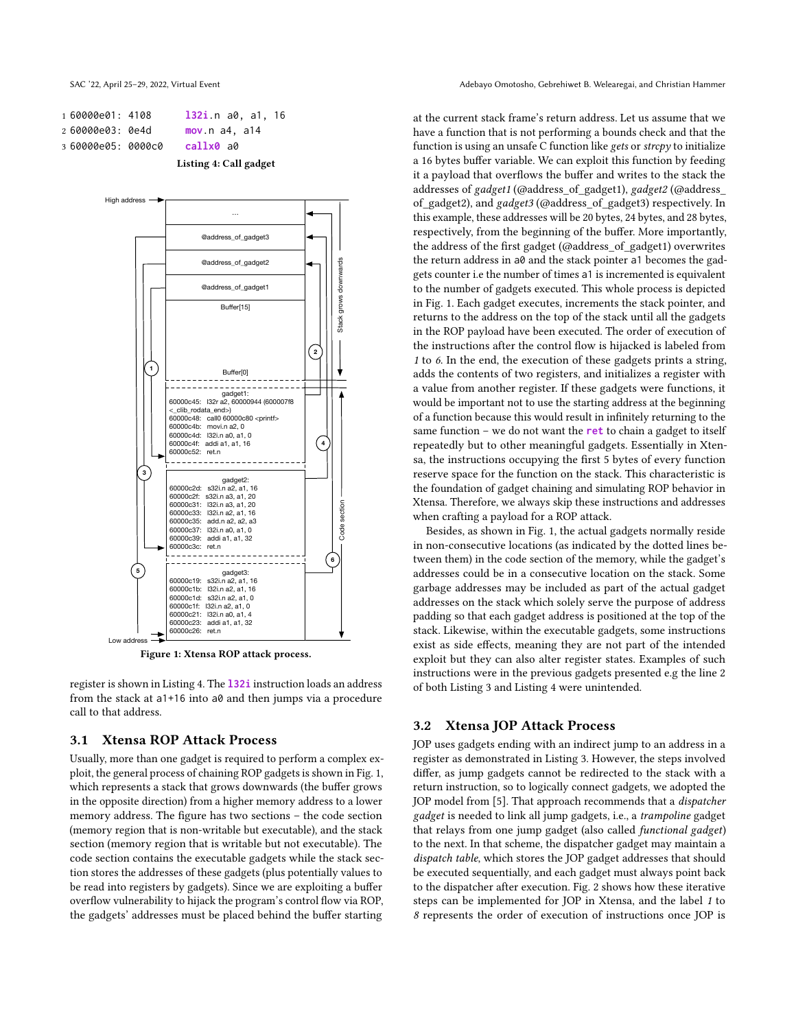```
1 60000e01: 4108      l32i.n a0, a1, 16
2 60000e03: 0e4d      mov.n a4, a14
3 60000e05: 0000c0    callx0 a0
```

**Listing 4: Call gadget**

Figure 1: Xtensa ROP attack process.

register is shown in Listing 4. The `l32i` instruction loads an address from the stack at a1+16 into a0 and then jumps via a procedure call to that address.

### 3.1 Xtensa ROP Attack Process

Usually, more than one gadget is required to perform a complex exploit, the general process of chaining ROP gadgets is shown in Fig. 1, which represents a stack that grows downwards (the buffer grows in the opposite direction) from a higher memory address to a lower memory address. The figure has two sections – the code section (memory region that is non-writable but executable), and the stack section (memory region that is writable but not executable). The code section contains the executable gadgets while the stack section stores the addresses of these gadgets (plus potentially values to be read into registers by gadgets). Since we are exploiting a buffer overflow vulnerability to hijack the program's control flow via ROP, the gadgets' addresses must be placed behind the buffer starting at the current stack frame's return address. Let us assume that we have a function that is not performing a bounds check and that the function is using an unsafe C function like *gets* or *strcpy* to initialize a 16 bytes buffer variable. We can exploit this function by feeding it a payload that overflows the buffer and writes to the stack the addresses of *gadget1* (@address_of_gadget1), *gadget2* (@address_of_gadget2), and *gadget3* (@address_of_gadget3) respectively. In this example, these addresses will be 20 bytes, 24 bytes, and 28 bytes, respectively, from the beginning of the buffer. More importantly, the address of the first gadget (@address_of_gadget1) overwrites the return address in a0 and the stack pointer a1 becomes the gadgets counter i.e the number of times a1 is incremented is equivalent to the number of gadgets executed. This whole process is depicted in Fig. 1. Each gadget executes, increments the stack pointer, and returns to the address on the top of the stack until all the gadgets in the ROP payload have been executed. The order of execution of the instructions after the control flow is hijacked is labeled from *1* to *6*. In the end, the execution of these gadgets prints a string, adds the contents of two registers, and initializes a register with a value from another register. If these gadgets were functions, it would be important not to use the starting address at the beginning of a function because this would result in infinitely returning to the same function – we do not want the `ret` to chain a gadget to itself repeatedly but to other meaningful gadgets. Essentially in Xtensa, the instructions occupying the first 5 bytes of every function reserve space for the function on the stack. This characteristic is the foundation of gadget chaining and simulating ROP behavior in Xtensa. Therefore, we always skip these instructions and addresses when crafting a payload for a ROP attack.

Besides, as shown in Fig. 1, the actual gadgets normally reside in non-consecutive locations (as indicated by the dotted lines between them) in the code section of the memory, while the gadget's addresses could be in a consecutive location on the stack. Some garbage addresses may be included as part of the actual gadget addresses on the stack which solely serve the purpose of address padding so that each gadget address is positioned at the top of the stack. Likewise, within the executable gadgets, some instructions exist as side effects, meaning they are not part of the intended exploit but they can also alter register states. Examples of such instructions were in the previous gadgets presented e.g the line 2 of both Listing 3 and Listing 4 were unintended.

### 3.2 Xtensa JOP Attack Process

JOP uses gadgets ending with an indirect jump to an address in a register as demonstrated in Listing 3. However, the steps involved differ, as jump gadgets cannot be redirected to the stack with a return instruction, so to logically connect gadgets, we adopted the JOP model from [5]. That approach recommends that a *dispatcher gadget* is needed to link all jump gadgets, i.e., a *trampoline* gadget that relays from one jump gadget (also called *functional gadget*) to the next. In that scheme, the dispatcher gadget may maintain a *dispatch table*, which stores the JOP gadget addresses that should be executed sequentially, and each gadget must always point back to the dispatcher after execution. Fig. 2 shows how these iterative steps can be implemented for JOP in Xtensa, and the label *1* to *8* represents the order of execution of instructions once JOP is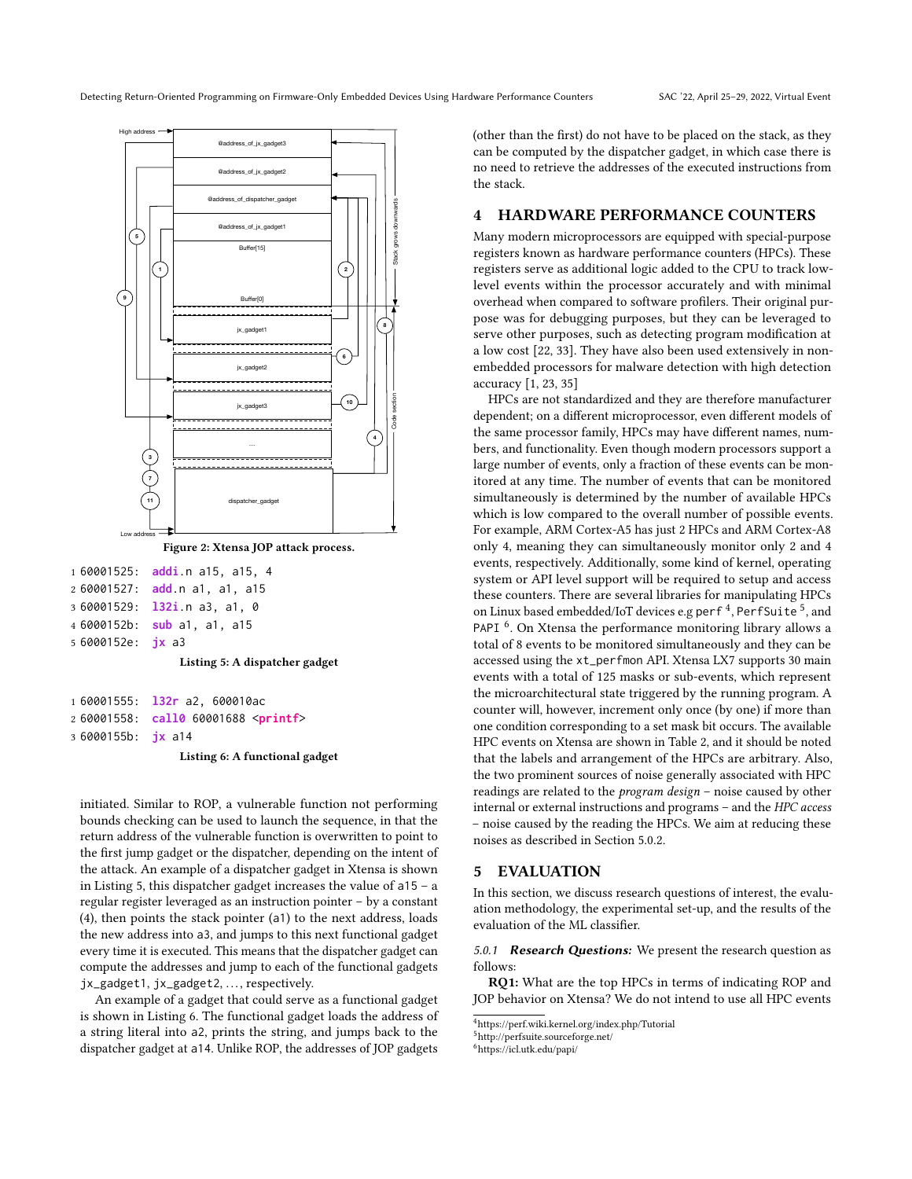Figure 2: Xtensa JOP attack process.

```
1 60001525:  addi.n a15, a15, 4
2 60001527:  add.n a1, a1, a15
3 60001529:  l32i.n a3, a1, 0
4 6000152b:  sub a1, a1, a15
5 6000152e:  jx a3
```

Listing 5: A dispatcher gadget

```
1 60001555:  l32r a2, 600010ac
2 60001558:  call0 60001688 <printf>
3 6000155b:  jx a14
```

Listing 6: A functional gadget

initiated. Similar to ROP, a vulnerable function not performing bounds checking can be used to launch the sequence, in that the return address of the vulnerable function is overwritten to point to the first jump gadget or the dispatcher, depending on the intent of the attack. An example of a dispatcher gadget in Xtensa is shown in Listing 5, this dispatcher gadget increases the value of a15 – a regular register leveraged as an instruction pointer – by a constant (4), then points the stack pointer (a1) to the next address, loads the new address into a3, and jumps to this next functional gadget every time it is executed. This means that the dispatcher gadget can compute the addresses and jump to each of the functional gadgets jx_gadget1, jx_gadget2, ..., respectively.

An example of a gadget that could serve as a functional gadget is shown in Listing 6. The functional gadget loads the address of a string literal into a2, prints the string, and jumps back to the dispatcher gadget at a14. Unlike ROP, the addresses of JOP gadgets (other than the first) do not have to be placed on the stack, as they can be computed by the dispatcher gadget, in which case there is no need to retrieve the addresses of the executed instructions from the stack.

## 4 HARDWARE PERFORMANCE COUNTERS

Many modern microprocessors are equipped with special-purpose registers known as hardware performance counters (HPCs). These registers serve as additional logic added to the CPU to track low-level events within the processor accurately and with minimal overhead when compared to software profilers. Their original purpose was for debugging purposes, but they can be leveraged to serve other purposes, such as detecting program modification at a low cost [22, 33]. They have also been used extensively in non-embedded processors for malware detection with high detection accuracy [1, 23, 35]

HPCs are not standardized and they are therefore manufacturer dependent; on a different microprocessor, even different models of the same processor family, HPCs may have different names, numbers, and functionality. Even though modern processors support a large number of events, only a fraction of these events can be monitored at any time. The number of events that can be monitored simultaneously is determined by the number of available HPCs which is low compared to the overall number of possible events. For example, ARM Cortex-A5 has just 2 HPCs and ARM Cortex-A8 only 4, meaning they can simultaneously monitor only 2 and 4 events, respectively. Additionally, some kind of kernel, operating system or API level support will be required to setup and access these counters. There are several libraries for manipulating HPCs on Linux based embedded/IoT devices e.g perf [4], PerfSuite [5], and PAPI [6]. On Xtensa the performance monitoring library allows a total of 8 events to be monitored simultaneously and they can be accessed using the xt_perfmon API. Xtensa LX7 supports 30 main events with a total of 125 masks or sub-events, which represent the microarchitectural state triggered by the running program. A counter will, however, increment only once (by one) if more than one condition corresponding to a set mask bit occurs. The available HPC events on Xtensa are shown in Table 2, and it should be noted that the labels and arrangement of the HPCs are arbitrary. Also, the two prominent sources of noise generally associated with HPC readings are related to the *program design* – noise caused by other internal or external instructions and programs – and the *HPC access* – noise caused by the reading the HPCs. We aim at reducing these noises as described in Section 5.0.2.

## 5 EVALUATION

In this section, we discuss research questions of interest, the evaluation methodology, the experimental set-up, and the results of the evaluation of the ML classifier.

*5.0.1* ***Research Questions:*** We present the research question as follows:

**RQ1:** What are the top HPCs in terms of indicating ROP and JOP behavior on Xtensa? We do not intend to use all HPC events

[4] https://perf.wiki.kernel.org/index.php/Tutorial
[5] http://perfsuite.sourceforge.net/
[6] https://icl.utk.edu/papi/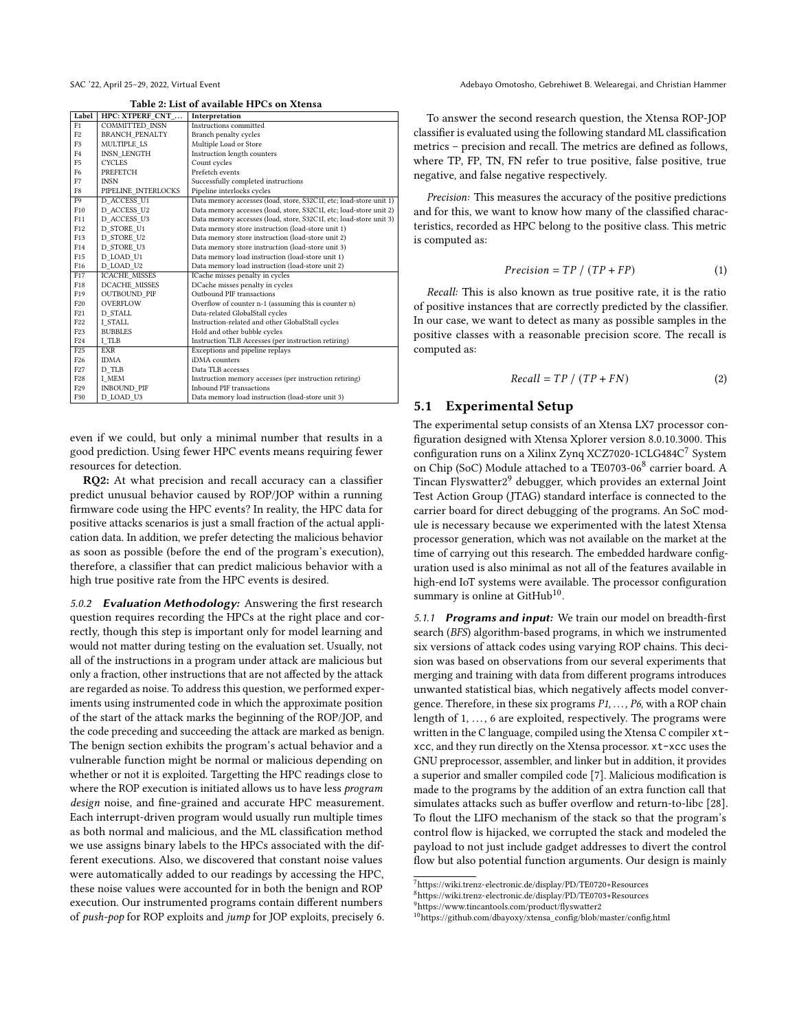Table 2: List of available HPCs on Xtensa

| Label | HPC: XTPERF_CNT_... | Interpretation |
|---|---|---|
| F1 | COMMITTED_INSN | Instructions committed |
| F2 | BRANCH_PENALTY | Branch penalty cycles |
| F3 | MULTIPLE_LS | Multiple Load or Store |
| F4 | INSN_LENGTH | Instruction length counters |
| F5 | CYCLES | Count cycles |
| F6 | PREFETCH | Prefetch events |
| F7 | INSN | Successfully completed instructions |
| F8 | PIPELINE_INTERLOCKS | Pipeline interlocks cycles |
| F9 | D_ACCESS_U1 | Data memory accesses (load, store, S32C1I, etc; load-store unit 1) |
| F10 | D_ACCESS_U2 | Data memory accesses (load, store, S32C1I, etc; load-store unit 2) |
| F11 | D_ACCESS_U3 | Data memory accesses (load, store, S32C1I, etc; load-store unit 3) |
| F12 | D_STORE_U1 | Data memory store instruction (load-store unit 1) |
| F13 | D_STORE_U2 | Data memory store instruction (load-store unit 2) |
| F14 | D_STORE_U3 | Data memory store instruction (load-store unit 3) |
| F15 | D_LOAD_U1 | Data memory load instruction (load-store unit 1) |
| F16 | D_LOAD_U2 | Data memory load instruction (load-store unit 2) |
| F17 | ICACHE_MISSES | ICache misses penalty in cycles |
| F18 | DCACHE_MISSES | DCache misses penalty in cycles |
| F19 | OUTBOUND_PIF | Outbound PIF transactions |
| F20 | OVERFLOW | Overflow of counter n-1 (assuming this is counter n) |
| F21 | D_STALL | Data-related GlobalStall cycles |
| F22 | I_STALL | Instruction-related and other GlobalStall cycles |
| F23 | BUBBLES | Hold and other bubble cycles |
| F24 | I_TLB | Instruction TLB Accesses (per instruction retiring) |
| F25 | EXR | Exceptions and pipeline replays |
| F26 | IDMA | iDMA counters |
| F27 | D_TLB | Data TLB accesses |
| F28 | I_MEM | Instruction memory accesses (per instruction retiring) |
| F29 | INBOUND_PIF | Inbound PIF transactions |
| F30 | D_LOAD_U3 | Data memory load instruction (load-store unit 3) |

even if we could, but only a minimal number that results in a good prediction. Using fewer HPC events means requiring fewer resources for detection.

**RQ2:** At what precision and recall accuracy can a classifier predict unusual behavior caused by ROP/JOP within a running firmware code using the HPC events? In reality, the HPC data for positive attacks scenarios is just a small fraction of the actual application data. In addition, we prefer detecting the malicious behavior as soon as possible (before the end of the program's execution), therefore, a classifier that can predict malicious behavior with a high true positive rate from the HPC events is desired.

*5.0.2* ***Evaluation Methodology:*** Answering the first research question requires recording the HPCs at the right place and correctly, though this step is important only for model learning and would not matter during testing on the evaluation set. Usually, not all of the instructions in a program under attack are malicious but only a fraction, other instructions that are not affected by the attack are regarded as noise. To address this question, we performed experiments using instrumented code in which the approximate position of the start of the attack marks the beginning of the ROP/JOP, and the code preceding and succeeding the attack are marked as benign. The benign section exhibits the program's actual behavior and a vulnerable function might be normal or malicious depending on whether or not it is exploited. Targetting the HPC readings close to where the ROP execution is initiated allows us to have less *program design* noise, and fine-grained and accurate HPC measurement. Each interrupt-driven program would usually run multiple times as both normal and malicious, and the ML classification method we use assigns binary labels to the HPCs associated with the different executions. Also, we discovered that constant noise values were automatically added to our readings by accessing the HPC, these noise values were accounted for in both the benign and ROP execution. Our instrumented programs contain different numbers of *push-pop* for ROP exploits and *jump* for JOP exploits, precisely 6.

To answer the second research question, the Xtensa ROP-JOP classifier is evaluated using the following standard ML classification metrics – precision and recall. The metrics are defined as follows, where TP, FP, TN, FN refer to true positive, false positive, true negative, and false negative respectively.

*Precision:* This measures the accuracy of the positive predictions and for this, we want to know how many of the classified characteristics, recorded as HPC belong to the positive class. This metric is computed as:

$$Precision = TP \ / \ (TP + FP) \tag{1}$$

*Recall:* This is also known as true positive rate, it is the ratio of positive instances that are correctly predicted by the classifier. In our case, we want to detect as many as possible samples in the positive classes with a reasonable precision score. The recall is computed as:

$$Recall = TP \ / \ (TP + FN) \tag{2}$$

## 5.1 Experimental Setup

The experimental setup consists of an Xtensa LX7 processor configuration designed with Xtensa Xplorer version 8.0.10.3000. This configuration runs on a Xilinx Zynq XCZ7020-1CLG484C[7] System on Chip (SoC) Module attached to a TE0703-06[8] carrier board. A Tincan Flyswatter2[9] debugger, which provides an external Joint Test Action Group (JTAG) standard interface is connected to the carrier board for direct debugging of the programs. An SoC module is necessary because we experimented with the latest Xtensa processor generation, which was not available on the market at the time of carrying out this research. The embedded hardware configuration used is also minimal as not all of the features available in high-end IoT systems were available. The processor configuration summary is online at GitHub[10].

*5.1.1* ***Programs and input:*** We train our model on breadth-first search (*BFS*) algorithm-based programs, in which we instrumented six versions of attack codes using varying ROP chains. This decision was based on observations from our several experiments that merging and training with data from different programs introduces unwanted statistical bias, which negatively affects model convergence. Therefore, in these six programs *P1, ..., P6*, with a ROP chain length of 1, ..., 6 are exploited, respectively. The programs were written in the C language, compiled using the Xtensa C compiler `xt-xcc`, and they run directly on the Xtensa processor. `xt-xcc` uses the GNU preprocessor, assembler, and linker but in addition, it provides a superior and smaller compiled code [7]. Malicious modification is made to the programs by the addition of an extra function call that simulates attacks such as buffer overflow and return-to-libc [28]. To flout the LIFO mechanism of the stack so that the program's control flow is hijacked, we corrupted the stack and modeled the payload to not just include gadget addresses to divert the control flow but also potential function arguments. Our design is mainly

[7] https://wiki.trenz-electronic.de/display/PD/TE0720+Resources
[8] https://wiki.trenz-electronic.de/display/PD/TE0703+Resources
[9] https://www.tincantools.com/product/flyswatter2
[10] https://github.com/dbayoxy/xtensa_config/blob/master/config.html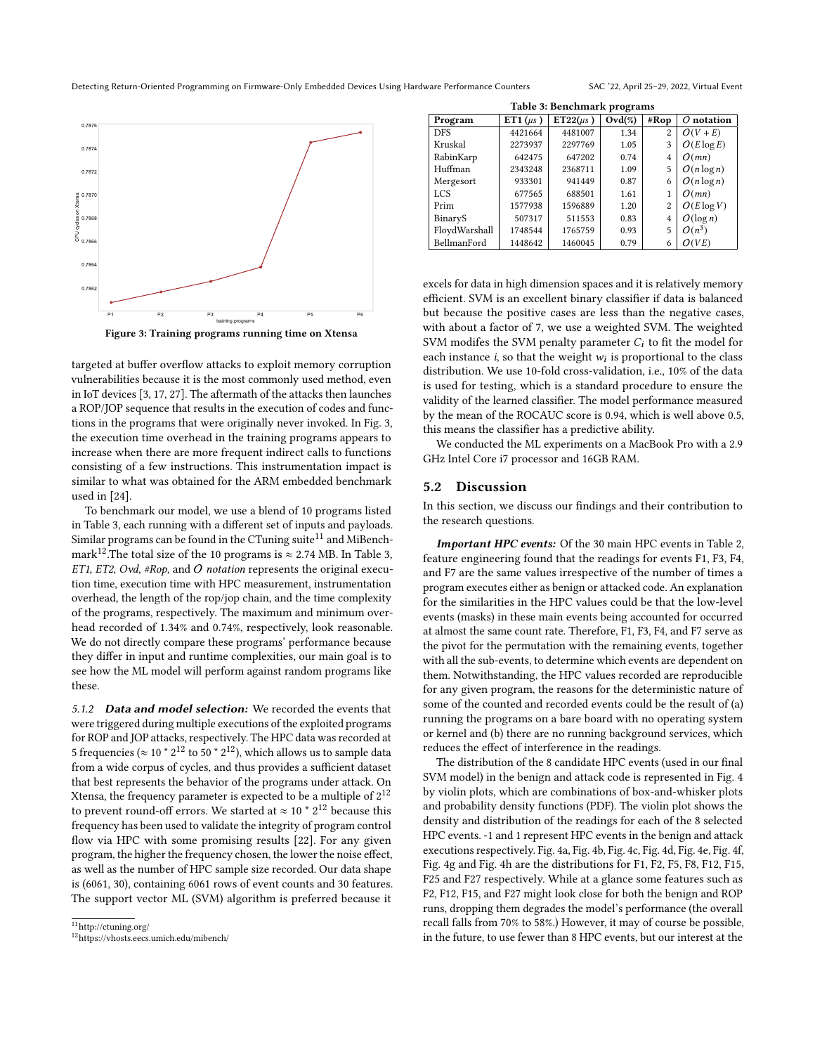Figure 3: Training programs running time on Xtensa

targeted at buffer overflow attacks to exploit memory corruption vulnerabilities because it is the most commonly used method, even in IoT devices [3, 17, 27]. The aftermath of the attacks then launches a ROP/JOP sequence that results in the execution of codes and functions in the programs that were originally never invoked. In Fig. 3, the execution time overhead in the training programs appears to increase when there are more frequent indirect calls to functions consisting of a few instructions. This instrumentation impact is similar to what was obtained for the ARM embedded benchmark used in [24].

To benchmark our model, we use a blend of 10 programs listed in Table 3, each running with a different set of inputs and payloads. Similar programs can be found in the CTuning suite[11] and MiBench-mark[12].The total size of the 10 programs is ≈ 2.74 MB. In Table 3, *ET1*, *ET2*, *Ovd*, *#Rop*, and *O notation* represents the original execution time, execution time with HPC measurement, instrumentation overhead, the length of the rop/jop chain, and the time complexity of the programs, respectively. The maximum and minimum overhead recorded of 1.34% and 0.74%, respectively, look reasonable. We do not directly compare these programs' performance because they differ in input and runtime complexities, our main goal is to see how the ML model will perform against random programs like these.

Table 3: Benchmark programs

| Program | ET1 ($\mu s$) | ET22($\mu s$) | Ovd(%) | #Rop | $O$ notation |
|---|---|---|---|---|---|
| DFS | 4421664 | 4481007 | 1.34 | 2 | $O(V+E)$ |
| Kruskal | 2273937 | 2297769 | 1.05 | 3 | $O(E \log E)$ |
| RabinKarp | 642475 | 647202 | 0.74 | 4 | $O(mn)$ |
| Huffman | 2343248 | 2368711 | 1.09 | 5 | $O(n \log n)$ |
| Mergesort | 933301 | 941449 | 0.87 | 6 | $O(n \log n)$ |
| LCS | 677565 | 688501 | 1.61 | 1 | $O(mn)$ |
| Prim | 1577938 | 1596889 | 1.20 | 2 | $O(E \log V)$ |
| BinaryS | 507317 | 511553 | 0.83 | 4 | $O(\log n)$ |
| FloydWarshall | 1748544 | 1765759 | 0.93 | 5 | $O(n^3)$ |
| BellmanFord | 1448642 | 1460045 | 0.79 | 6 | $O(VE)$ |

#### 5.1.2 *Data and model selection:*

We recorded the events that were triggered during multiple executions of the exploited programs for ROP and JOP attacks, respectively. The HPC data was recorded at 5 frequencies (≈ 10 * $2^{12}$ to 50 * $2^{12}$), which allows us to sample data from a wide corpus of cycles, and thus provides a sufficient dataset that best represents the behavior of the programs under attack. On Xtensa, the frequency parameter is expected to be a multiple of $2^{12}$ to prevent round-off errors. We started at ≈ 10 * $2^{12}$ because this frequency has been used to validate the integrity of program control flow via HPC with some promising results [22]. For any given program, the higher the frequency chosen, the lower the noise effect, as well as the number of HPC sample size recorded. Our data shape is (6061, 30), containing 6061 rows of event counts and 30 features. The support vector ML (SVM) algorithm is preferred because it excels for data in high dimension spaces and it is relatively memory efficient. SVM is an excellent binary classifier if data is balanced but because the positive cases are less than the negative cases, with about a factor of 7, we use a weighted SVM. The weighted SVM modifes the SVM penalty parameter $C_i$ to fit the model for each instance $i$, so that the weight $w_i$ is proportional to the class distribution. We use 10-fold cross-validation, i.e., 10% of the data is used for testing, which is a standard procedure to ensure the validity of the learned classifier. The model performance measured by the mean of the ROCAUC score is 0.94, which is well above 0.5, this means the classifier has a predictive ability.

We conducted the ML experiments on a MacBook Pro with a 2.9 GHz Intel Core i7 processor and 16GB RAM.

## 5.2 Discussion

In this section, we discuss our findings and their contribution to the research questions.

***Important HPC events:*** Of the 30 main HPC events in Table 2, feature engineering found that the readings for events F1, F3, F4, and F7 are the same values irrespective of the number of times a program executes either as benign or attacked code. An explanation for the similarities in the HPC values could be that the low-level events (masks) in these main events being accounted for occurred at almost the same count rate. Therefore, F1, F3, F4, and F7 serve as the pivot for the permutation with the remaining events, together with all the sub-events, to determine which events are dependent on them. Notwithstanding, the HPC values recorded are reproducible for any given program, the reasons for the deterministic nature of some of the counted and recorded events could be the result of (a) running the programs on a bare board with no operating system or kernel and (b) there are no running background services, which reduces the effect of interference in the readings.

The distribution of the 8 candidate HPC events (used in our final SVM model) in the benign and attack code is represented in Fig. 4 by violin plots, which are combinations of box-and-whisker plots and probability density functions (PDF). The violin plot shows the density and distribution of the readings for each of the 8 selected HPC events. -1 and 1 represent HPC events in the benign and attack executions respectively. Fig. 4a, Fig. 4b, Fig. 4c, Fig. 4d, Fig. 4e, Fig. 4f, Fig. 4g and Fig. 4h are the distributions for F1, F2, F5, F8, F12, F15, F25 and F27 respectively. While at a glance some features such as F2, F12, F15, and F27 might look close for both the benign and ROP runs, dropping them degrades the model's performance (the overall recall falls from 70% to 58%.) However, it may of course be possible, in the future, to use fewer than 8 HPC events, but our interest at the

[11] http://ctuning.org/

[12] https://vhosts.eecs.umich.edu/mibench/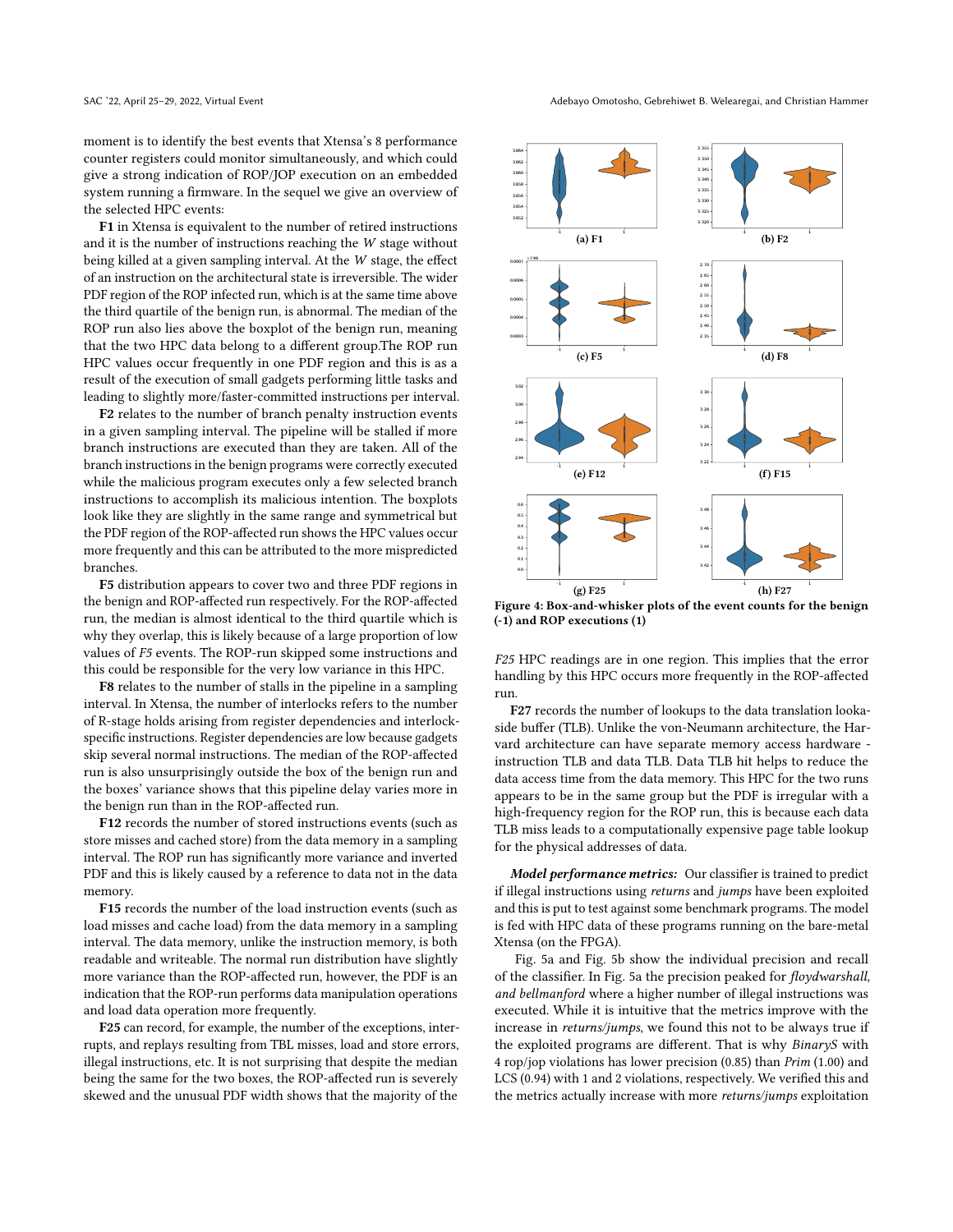moment is to identify the best events that Xtensa's 8 performance counter registers could monitor simultaneously, and which could give a strong indication of ROP/JOP execution on an embedded system running a firmware. In the sequel we give an overview of the selected HPC events:

**F1** in Xtensa is equivalent to the number of retired instructions and it is the number of instructions reaching the *W* stage without being killed at a given sampling interval. At the *W* stage, the effect of an instruction on the architectural state is irreversible. The wider PDF region of the ROP infected run, which is at the same time above the third quartile of the benign run, is abnormal. The median of the ROP run also lies above the boxplot of the benign run, meaning that the two HPC data belong to a different group.The ROP run HPC values occur frequently in one PDF region and this is as a result of the execution of small gadgets performing little tasks and leading to slightly more/faster-committed instructions per interval.

**F2** relates to the number of branch penalty instruction events in a given sampling interval. The pipeline will be stalled if more branch instructions are executed than they are taken. All of the branch instructions in the benign programs were correctly executed while the malicious program executes only a few selected branch instructions to accomplish its malicious intention. The boxplots look like they are slightly in the same range and symmetrical but the PDF region of the ROP-affected run shows the HPC values occur more frequently and this can be attributed to the more mispredicted branches.

**F5** distribution appears to cover two and three PDF regions in the benign and ROP-affected run respectively. For the ROP-affected run, the median is almost identical to the third quartile which is why they overlap, this is likely because of a large proportion of low values of *F5* events. The ROP run skipped some instructions and this could be responsible for the very low variance in this HPC.

**F8** relates to the number of stalls in the pipeline in a sampling interval. In Xtensa, the number of interlocks refers to the number of R-stage holds arising from register dependencies and interlock-specific instructions. Register dependencies are low because gadgets skip several normal instructions. The median of the ROP-affected run is also unsurprisingly outside the box of the benign run and the boxes' variance shows that this pipeline delay varies more in the benign run than in the ROP-affected run.

**F12** records the number of stored instructions events (such as store misses and cached store) from the data memory in a sampling interval. The ROP run has significantly more variance and inverted PDF and this is likely caused by a reference to data not in the data memory.

**F15** records the number of the load instruction events (such as load misses and cache load) from the data memory in a sampling interval. The data memory, unlike the instruction memory, is both readable and writeable. The normal run distribution have slightly more variance than the ROP-affected run, however, the PDF is an indication that the ROP-run performs data manipulation operations and load data operation more frequently.

**F25** can record, for example, the number of the exceptions, interrupts, and replays resulting from TBL misses, load and store errors, illegal instructions, etc. It is not surprising that despite the median being the same for the two boxes, the ROP-affected run is severely skewed and the unusual PDF width shows that the majority of the

(a) F1 (b) F2 (c) F5 (d) F8 (e) F12 (f) F15 (g) F25 (h) F27

**Figure 4: Box-and-whisker plots of the event counts for the benign (-1) and ROP executions (1)**

*F25* HPC readings are in one region. This implies that the error handling by this HPC occurs more frequently in the ROP-affected run.

**F27** records the number of lookups to the data translation lookaside buffer (TLB). Unlike the von-Neumann architecture, the Harvard architecture can have separate memory access hardware - instruction TLB and data TLB. Data TLB hit helps to reduce the data access time from the data memory. This HPC for the two runs appears to be in the same group but the PDF is irregular with a high-frequency region for the ROP run, this is because each data TLB miss leads to a computationally expensive page table lookup for the physical addresses of data.

***Model performance metrics:*** Our classifier is trained to predict if illegal instructions using *returns* and *jumps* have been exploited and this is put to test against some benchmark programs. The model is fed with HPC data of these programs running on the bare-metal Xtensa (on the FPGA).

Fig. 5a and Fig. 5b show the individual precision and recall of the classifier. In Fig. 5a the precision peaked for *floydwarshall, and bellmanford* where a higher number of illegal instructions was executed. While it is intuitive that the metrics improve with the increase in *returns/jumps*, we found this not to be always true if the exploited programs are different. That is why *BinaryS* with 4 rop/jop violations has lower precision (0.85) than *Prim* (1.00) and LCS (0.94) with 1 and 2 violations, respectively. We verified this and the metrics actually increase with more *returns/jumps* exploitation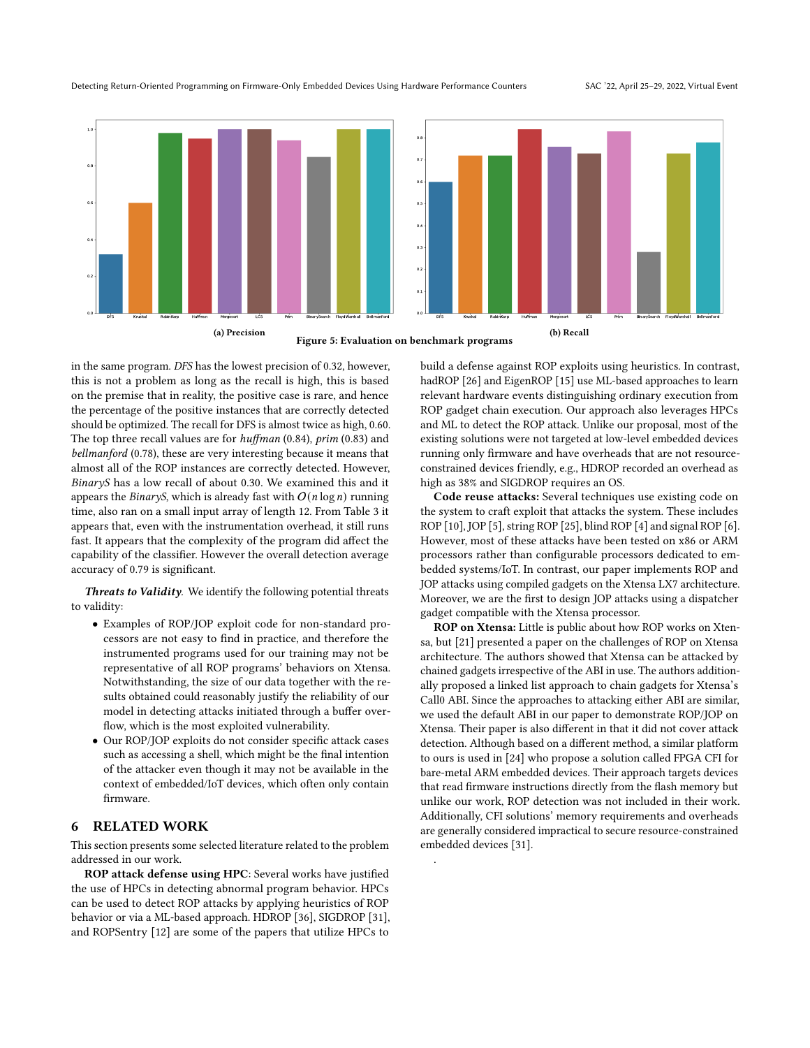(a) Precision

(b) Recall

Figure 5: Evaluation on benchmark programs

in the same program. *DFS* has the lowest precision of 0.32, however, this is not a problem as long as the recall is high, this is based on the premise that in reality, the positive case is rare, and hence the percentage of the positive instances that are correctly detected should be optimized. The recall for DFS is almost twice as high, 0.60. The top three recall values are for *huffman* (0.84), *prim* (0.83) and *bellmanford* (0.78), these are very interesting because it means that almost all of the ROP instances are correctly detected. However, *BinaryS* has a low recall of about 0.30. We examined this and it appears the *BinaryS*, which is already fast with $O(n \log n)$ running time, also ran on a small input array of length 12. From Table 3 it appears that, even with the instrumentation overhead, it still runs fast. It appears that the complexity of the program did affect the capability of the classifier. However the overall detection average accuracy of 0.79 is significant.

***Threats to Validity.*** We identify the following potential threats to validity:

- Examples of ROP/JOP exploit code for non-standard processors are not easy to find in practice, and therefore the instrumented programs used for our training may not be representative of all ROP programs' behaviors on Xtensa. Notwithstanding, the size of our data together with the results obtained could reasonably justify the reliability of our model in detecting attacks initiated through a buffer overflow, which is the most exploited vulnerability.
- Our ROP/JOP exploits do not consider specific attack cases such as accessing a shell, which might be the final intention of the attacker even though it may not be available in the context of embedded/IoT devices, which often only contain firmware.

## 6 RELATED WORK

This section presents some selected literature related to the problem addressed in our work.

**ROP attack defense using HPC**: Several works have justified the use of HPCs in detecting abnormal program behavior. HPCs can be used to detect ROP attacks by applying heuristics of ROP behavior or via a ML-based approach. HDROP [36], SIGDROP [31], and ROPSentry [12] are some of the papers that utilize HPCs to build a defense against ROP exploits using heuristics. In contrast, hadROP [26] and EigenROP [15] use ML-based approaches to learn relevant hardware events distinguishing ordinary execution from ROP gadget chain execution. Our approach also leverages HPCs and ML to detect the ROP attack. Unlike our proposal, most of the existing solutions were not targeted at low-level embedded devices running only firmware and have overheads that are not resource-constrained devices friendly, e.g., HDROP recorded an overhead as high as 38% and SIGDROP requires an OS.

**Code reuse attacks:** Several techniques use existing code on the system to craft exploit that attacks the system. These includes ROP [10], JOP [5], string ROP [25], blind ROP [4] and signal ROP [6]. However, most of these attacks have been tested on x86 or ARM processors rather than configurable processors dedicated to embedded systems/IoT. In contrast, our paper implements ROP and JOP attacks using compiled gadgets on the Xtensa LX7 architecture. Moreover, we are the first to design JOP attacks using a dispatcher gadget compatible with the Xtensa processor.

**ROP on Xtensa:** Little is public about how ROP works on Xtensa, but [21] presented a paper on the challenges of ROP on Xtensa architecture. The authors showed that Xtensa can be attacked by chained gadgets irrespective of the ABI in use. The authors additionally proposed a linked list approach to chain gadgets for Xtensa's Call0 ABI. Since the approaches to attacking either ABI are similar, we used the default ABI in our paper to demonstrate ROP/JOP on Xtensa. Their paper is also different in that it did not cover attack detection. Although based on a different method, a similar platform to ours is used in [24] who propose a solution called FPGA CFI for bare-metal ARM embedded devices. Their approach targets devices that read firmware instructions directly from the flash memory but unlike our work, ROP detection was not included in their work. Additionally, CFI solutions' memory requirements and overheads are generally considered impractical to secure resource-constrained embedded devices [31].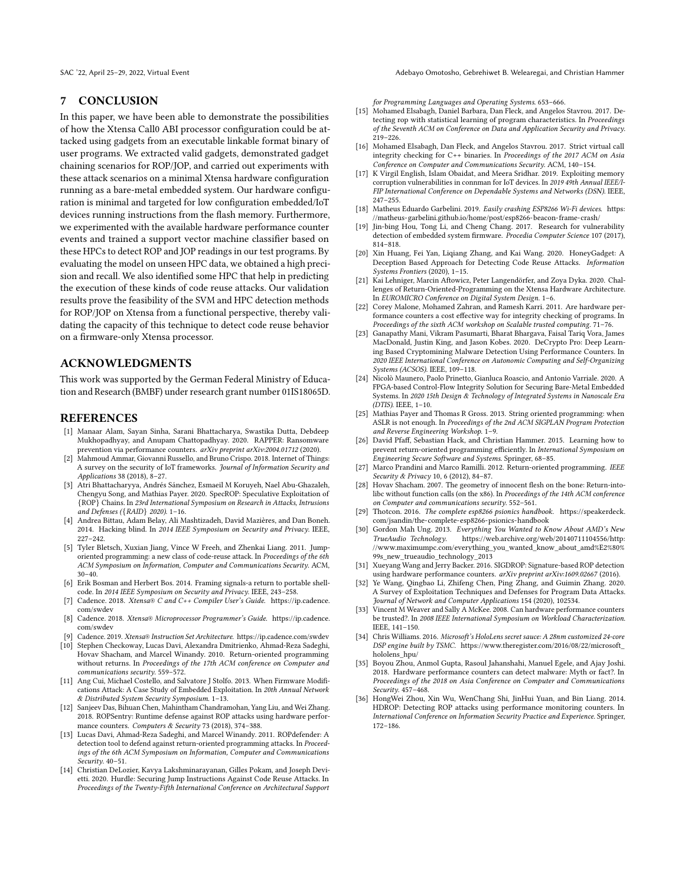## 7 CONCLUSION

In this paper, we have been able to demonstrate the possibilities of how the Xtensa Call0 ABI processor configuration could be attacked using gadgets from an executable linkable format binary of user programs. We extracted valid gadgets, demonstrated gadget chaining scenarios for ROP/JOP, and carried out experiments with these attack scenarios on a minimal Xtensa hardware configuration running as a bare-metal embedded system. Our hardware configuration is minimal and targeted for low configuration embedded/IoT devices running instructions from the flash memory. Furthermore, we experimented with the available hardware performance counter events and trained a support vector machine classifier based on these HPCs to detect ROP and JOP readings in our test programs. By evaluating the model on unseen HPC data, we obtained a high precision and recall. We also identified some HPC that help in predicting the execution of these kinds of code reuse attacks. Our validation results prove the feasibility of the SVM and HPC detection methods for ROP/JOP on Xtensa from a functional perspective, thereby validating the capacity of this technique to detect code reuse behavior on a firmware-only Xtensa processor.

## ACKNOWLEDGMENTS

This work was supported by the German Federal Ministry of Education and Research (BMBF) under research grant number 01IS18065D.

## REFERENCES

[1] Manaar Alam, Sayan Sinha, Sarani Bhattacharya, Swastika Dutta, Debdeep Mukhopadhyay, and Anupam Chattopadhyay. 2020. RAPPER: Ransomware prevention via performance counters. *arXiv preprint arXiv:2004.01712* (2020).

[2] Mahmoud Ammar, Giovanni Russello, and Bruno Crispo. 2018. Internet of Things: A survey on the security of IoT frameworks. *Journal of Information Security and Applications* 38 (2018), 8–27.

[3] Atri Bhattacharyya, Andrés Sánchez, Esmaeil M Koruyeh, Nael Abu-Ghazaleh, Chengyu Song, and Mathias Payer. 2020. SpecROP: Speculative Exploitation of {ROP} Chains. In *23rd International Symposium on Research in Attacks, Intrusions and Defenses ({RAID} 2020)*. 1–16.

[4] Andrea Bittau, Adam Belay, Ali Mashtizadeh, David Mazières, and Dan Boneh. 2014. Hacking blind. In *2014 IEEE Symposium on Security and Privacy*. IEEE, 227–242.

[5] Tyler Bletsch, Xuxian Jiang, Vince W Freeh, and Zhenkai Liang. 2011. Jump-oriented programming: a new class of code-reuse attack. In *Proceedings of the 6th ACM Symposium on Information, Computer and Communications Security*. ACM, 30–40.

[6] Erik Bosman and Herbert Bos. 2014. Framing signals-a return to portable shellcode. In *2014 IEEE Symposium on Security and Privacy*. IEEE, 243–258.

[7] Cadence. 2018. *Xtensa® C and C++ Compiler User's Guide*. https://ip.cadence.com/swdev

[8] Cadence. 2018. *Xtensa® Microprocessor Programmer's Guide*. https://ip.cadence.com/swdev

[9] Cadence. 2019. *Xtensa® Instruction Set Architecture*. https://ip.cadence.com/swdev

[10] Stephen Checkoway, Lucas Davi, Alexandra Dmitrienko, Ahmad-Reza Sadeghi, Hovav Shacham, and Marcel Winandy. 2010. Return-oriented programming without returns. In *Proceedings of the 17th ACM conference on Computer and communications security*. 559–572.

[11] Ang Cui, Michael Costello, and Salvatore J Stolfo. 2013. When Firmware Modifications Attack: A Case Study of Embedded Exploitation. In *20th Annual Network & Distributed System Security Symposium*. 1–13.

[12] Sanjeev Das, Bihuan Chen, Mahintham Chandramohan, Yang Liu, and Wei Zhang. 2018. ROPSentry: Runtime defense against ROP attacks using hardware performance counters. *Computers & Security* 73 (2018), 374–388.

[13] Lucas Davi, Ahmad-Reza Sadeghi, and Marcel Winandy. 2011. ROPdefender: A detection tool to defend against return-oriented programming attacks. In *Proceedings of the 6th ACM Symposium on Information, Computer and Communications Security*. 40–51.

[14] Christian DeLozier, Kavya Lakshminarayanan, Gilles Pokam, and Joseph Devietti. 2020. Hurdle: Securing Jump Instructions Against Code Reuse Attacks. In *Proceedings of the Twenty-Fifth International Conference on Architectural Support for Programming Languages and Operating Systems*. 653–666.

[15] Mohamed Elsabagh, Daniel Barbara, Dan Fleck, and Angelos Stavrou. 2017. Detecting rop with statistical learning of program characteristics. In *Proceedings of the Seventh ACM on Conference on Data and Application Security and Privacy*. 219–226.

[16] Mohamed Elsabagh, Dan Fleck, and Angelos Stavrou. 2017. Strict virtual call integrity checking for C++ binaries. In *Proceedings of the 2017 ACM on Asia Conference on Computer and Communications Security*. ACM, 140–154.

[17] K Virgil English, Islam Obaidat, and Meera Sridhar. 2019. Exploiting memory corruption vulnerabilities in connman for IoT devices. In *2019 49th Annual IEEE/IFIP International Conference on Dependable Systems and Networks (DSN)*. IEEE, 247–255.

[18] Matheus Eduardo Garbelini. 2019. *Easily crashing ESP8266 Wi-Fi devices*. https://matheus-garbelini.github.io/home/post/esp8266-beacon-frame-crash/

[19] Jin-bing Hou, Tong Li, and Cheng Chang. 2017. Research for vulnerability detection of embedded system firmware. *Procedia Computer Science* 107 (2017), 814–818.

[20] Xin Huang, Fei Yan, Liqiang Zhang, and Kai Wang. 2020. HoneyGadget: A Deception Based Approach for Detecting Code Reuse Attacks. *Information Systems Frontiers* (2020), 1–15.

[21] Kai Lehniger, Marcin Aftowicz, Peter Langendörfer, and Zoya Dyka. 2020. Challenges of Return-Oriented-Programming on the Xtensa Hardware Architecture. In *EUROMICRO Conference on Digital System Design*. 1–6.

[22] Corey Malone, Mohamed Zahran, and Ramesh Karri. 2011. Are hardware performance counters a cost effective way for integrity checking of programs. In *Proceedings of the sixth ACM workshop on Scalable trusted computing*. 71–76.

[23] Ganapathy Mani, Vikram Pasumarti, Bharat Bhargava, Faisal Tariq Vora, James MacDonald, Justin King, and Jason Kobes. 2020. DeCrypto Pro: Deep Learning Based Cryptomining Malware Detection Using Performance Counters. In *2020 IEEE International Conference on Autonomic Computing and Self-Organizing Systems (ACSOS)*. IEEE, 109–118.

[24] Nicolò Maunero, Paolo Prinetto, Gianluca Roascio, and Antonio Varriale. 2020. A FPGA-based Control-Flow Integrity Solution for Securing Bare-Metal Embedded Systems. In *2020 15th Design & Technology of Integrated Systems in Nanoscale Era (DTIS)*. IEEE, 1–10.

[25] Mathias Payer and Thomas R Gross. 2013. String oriented programming: when ASLR is not enough. In *Proceedings of the 2nd ACM SIGPLAN Program Protection and Reverse Engineering Workshop*. 1–9.

[26] David Pfaff, Sebastian Hack, and Christian Hammer. 2015. Learning how to prevent return-oriented programming efficiently. In *International Symposium on Engineering Secure Software and Systems*. Springer, 68–85.

[27] Marco Prandini and Marco Ramilli. 2012. Return-oriented programming. *IEEE Security & Privacy* 10, 6 (2012), 84–87.

[28] Hovav Shacham. 2007. The geometry of innocent flesh on the bone: Return-into-libc without function calls (on the x86). In *Proceedings of the 14th ACM conference on Computer and communications security*. 552–561.

[29] Thotcon. 2016. *The complete esp8266 psionics handbook*. https://speakerdeck.com/jsandin/the-complete-esp8266-psionics-handbook

[30] Gordon Mah Ung. 2013. *Everything You Wanted to Know About AMD's New TrueAudio Technology*. https://web.archive.org/web/20140711104556/http://www.maximumpc.com/everything_you_wanted_know_about_amd%E2%80%99s_new_trueaudio_technology_2013

[31] Xueyang Wang and Jerry Backer. 2016. SIGDROP: Signature-based ROP detection using hardware performance counters. *arXiv preprint arXiv:1609.02667* (2016).

[32] Ye Wang, Qingbao Li, Zhifeng Chen, Ping Zhang, and Guimin Zhang. 2020. A Survey of Exploitation Techniques and Defenses for Program Data Attacks. *Journal of Network and Computer Applications* 154 (2020), 102534.

[33] Vincent M Weaver and Sally A McKee. 2008. Can hardware performance counters be trusted?. In *2008 IEEE International Symposium on Workload Characterization*. IEEE, 141–150.

[34] Chris Williams. 2016. *Microsoft's HoloLens secret sauce: A 28nm customized 24-core DSP engine built by TSMC*. https://www.theregister.com/2016/08/22/microsoft_hololens_hpu/

[35] Boyou Zhou, Anmol Gupta, Rasoul Jahanshahi, Manuel Egele, and Ajay Joshi. 2018. Hardware performance counters can detect malware: Myth or fact?. In *Proceedings of the 2018 on Asia Conference on Computer and Communications Security*. 457–468.

[36] HongWei Zhou, Xin Wu, WenChang Shi, JinHui Yuan, and Bin Liang. 2014. HDROP: Detecting ROP attacks using performance monitoring counters. In *International Conference on Information Security Practice and Experience*. Springer, 172–186.